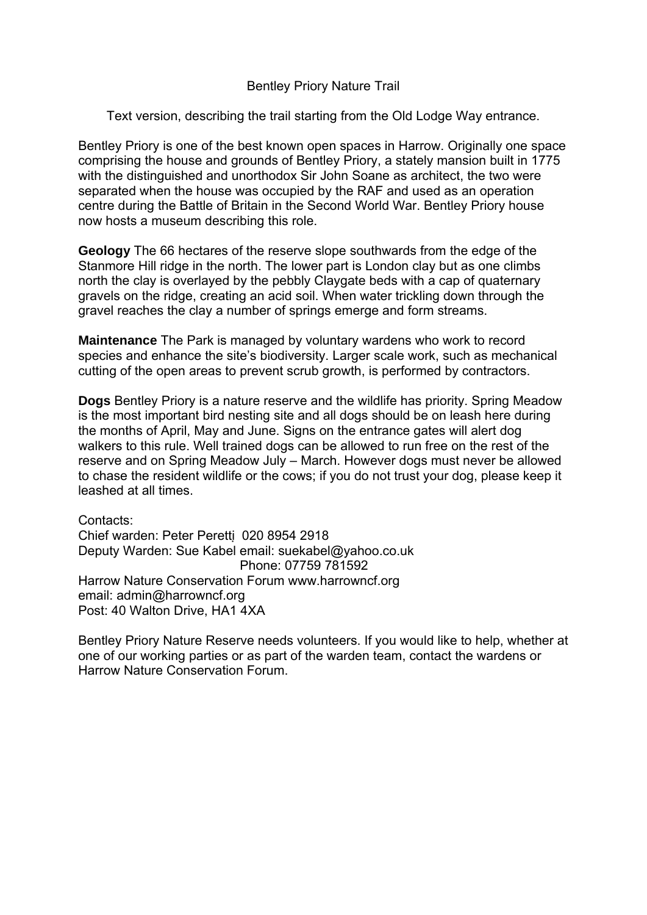# Bentley Priory Nature Trail

Text version, describing the trail starting from the Old Lodge Way entrance.

Bentley Priory is one of the best known open spaces in Harrow. Originally one space comprising the house and grounds of Bentley Priory, a stately mansion built in 1775 with the distinguished and unorthodox Sir John Soane as architect, the two were separated when the house was occupied by the RAF and used as an operation centre during the Battle of Britain in the Second World War. Bentley Priory house now hosts a museum describing this role.

**Geology** The 66 hectares of the reserve slope southwards from the edge of the Stanmore Hill ridge in the north. The lower part is London clay but as one climbs north the clay is overlayed by the pebbly Claygate beds with a cap of quaternary gravels on the ridge, creating an acid soil. When water trickling down through the gravel reaches the clay a number of springs emerge and form streams.

**Maintenance** The Park is managed by voluntary wardens who work to record species and enhance the site's biodiversity. Larger scale work, such as mechanical cutting of the open areas to prevent scrub growth, is performed by contractors.

**Dogs** Bentley Priory is a nature reserve and the wildlife has priority. Spring Meadow is the most important bird nesting site and all dogs should be on leash here during the months of April, May and June. Signs on the entrance gates will alert dog walkers to this rule. Well trained dogs can be allowed to run free on the rest of the reserve and on Spring Meadow July – March. However dogs must never be allowed to chase the resident wildlife or the cows; if you do not trust your dog, please keep it leashed at all times.

Contacts:
Chief warden: Peter Peretti 020 8954 2918
Deputy Warden: Sue Kabel email: suekabel@yahoo.co.uk
Phone: 07759 781592
Harrow Nature Conservation Forum www.harrowncf.org
email: admin@harrowncf.org
Post: 40 Walton Drive, HA1 4XA

Bentley Priory Nature Reserve needs volunteers. If you would like to help, whether at one of our working parties or as part of the warden team, contact the wardens or Harrow Nature Conservation Forum.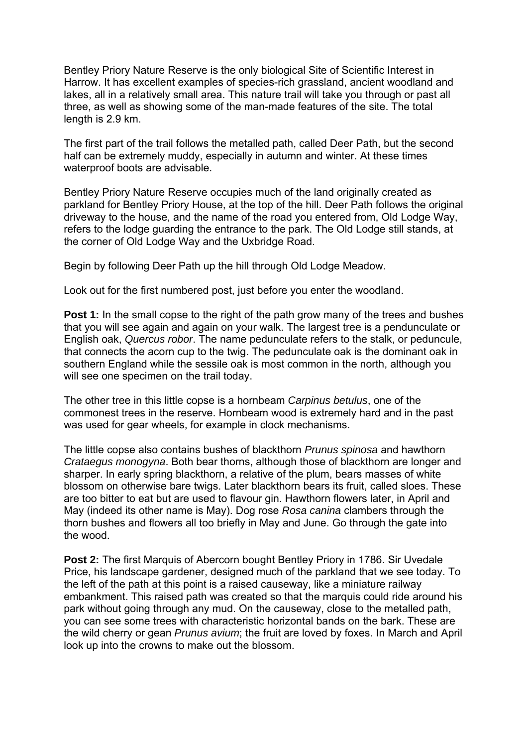Bentley Priory Nature Reserve is the only biological Site of Scientific Interest in Harrow. It has excellent examples of species-rich grassland, ancient woodland and lakes, all in a relatively small area. This nature trail will take you through or past all three, as well as showing some of the man-made features of the site. The total length is 2.9 km.

The first part of the trail follows the metalled path, called Deer Path, but the second half can be extremely muddy, especially in autumn and winter. At these times waterproof boots are advisable.

Bentley Priory Nature Reserve occupies much of the land originally created as parkland for Bentley Priory House, at the top of the hill. Deer Path follows the original driveway to the house, and the name of the road you entered from, Old Lodge Way, refers to the lodge guarding the entrance to the park. The Old Lodge still stands, at the corner of Old Lodge Way and the Uxbridge Road.

Begin by following Deer Path up the hill through Old Lodge Meadow.

Look out for the first numbered post, just before you enter the woodland.

**Post 1:** In the small copse to the right of the path grow many of the trees and bushes that you will see again and again on your walk. The largest tree is a penduculate or English oak, *Quercus robor*. The name pedunculate refers to the stalk, or peduncule, that connects the acorn cup to the twig. The pedunculate oak is the dominant oak in southern England while the sessile oak is most common in the north, although you will see one specimen on the trail today.

The other tree in this little copse is a hornbeam *Carpinus betulus*, one of the commonest trees in the reserve. Hornbeam wood is extremely hard and in the past was used for gear wheels, for example in clock mechanisms.

The little copse also contains bushes of blackthorn *Prunus spinosa* and hawthorn *Crataegus monogyna*. Both bear thorns, although those of blackthorn are longer and sharper. In early spring blackthorn, a relative of the plum, bears masses of white blossom on otherwise bare twigs. Later blackthorn bears its fruit, called sloes. These are too bitter to eat but are used to flavour gin. Hawthorn flowers later, in April and May (indeed its other name is May). Dog rose *Rosa canina* clambers through the thorn bushes and flowers all too briefly in May and June. Go through the gate into the wood.

**Post 2:** The first Marquis of Abercorn bought Bentley Priory in 1786. Sir Uvedale Price, his landscape gardener, designed much of the parkland that we see today. To the left of the path at this point is a raised causeway, like a miniature railway embankment. This raised path was created so that the marquis could ride around his park without going through any mud. On the causeway, close to the metalled path, you can see some trees with characteristic horizontal bands on the bark. These are the wild cherry or gean *Prunus avium*; the fruit are loved by foxes. In March and April look up into the crowns to make out the blossom.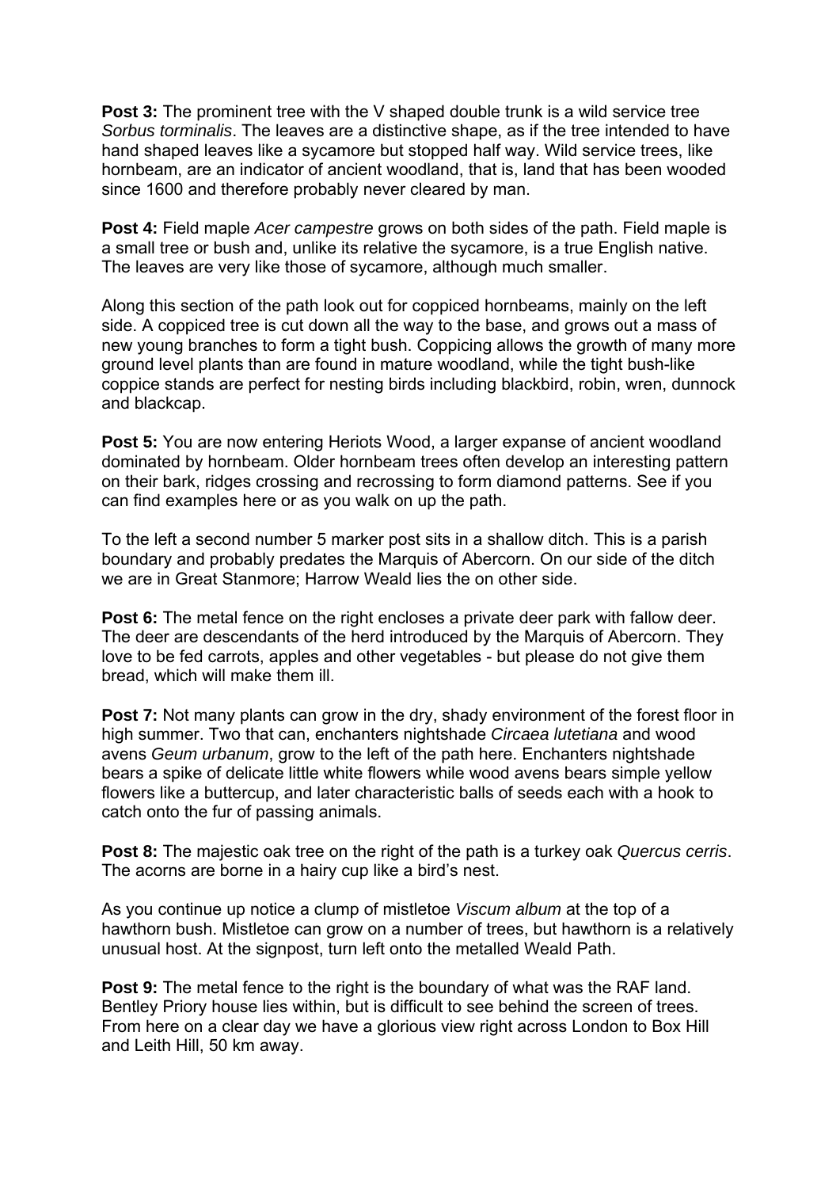**Post 3:** The prominent tree with the V shaped double trunk is a wild service tree *Sorbus torminalis*. The leaves are a distinctive shape, as if the tree intended to have hand shaped leaves like a sycamore but stopped half way. Wild service trees, like hornbeam, are an indicator of ancient woodland, that is, land that has been wooded since 1600 and therefore probably never cleared by man.

**Post 4:** Field maple *Acer campestre* grows on both sides of the path. Field maple is a small tree or bush and, unlike its relative the sycamore, is a true English native. The leaves are very like those of sycamore, although much smaller.

Along this section of the path look out for coppiced hornbeams, mainly on the left side. A coppiced tree is cut down all the way to the base, and grows out a mass of new young branches to form a tight bush. Coppicing allows the growth of many more ground level plants than are found in mature woodland, while the tight bush-like coppice stands are perfect for nesting birds including blackbird, robin, wren, dunnock and blackcap.

**Post 5:** You are now entering Heriots Wood, a larger expanse of ancient woodland dominated by hornbeam. Older hornbeam trees often develop an interesting pattern on their bark, ridges crossing and recrossing to form diamond patterns. See if you can find examples here or as you walk on up the path.

To the left a second number 5 marker post sits in a shallow ditch. This is a parish boundary and probably predates the Marquis of Abercorn. On our side of the ditch we are in Great Stanmore; Harrow Weald lies the on other side.

**Post 6:** The metal fence on the right encloses a private deer park with fallow deer. The deer are descendants of the herd introduced by the Marquis of Abercorn. They love to be fed carrots, apples and other vegetables - but please do not give them bread, which will make them ill.

**Post 7:** Not many plants can grow in the dry, shady environment of the forest floor in high summer. Two that can, enchanters nightshade *Circaea lutetiana* and wood avens *Geum urbanum*, grow to the left of the path here. Enchanters nightshade bears a spike of delicate little white flowers while wood avens bears simple yellow flowers like a buttercup, and later characteristic balls of seeds each with a hook to catch onto the fur of passing animals.

**Post 8:** The majestic oak tree on the right of the path is a turkey oak *Quercus cerris*. The acorns are borne in a hairy cup like a bird's nest.

As you continue up notice a clump of mistletoe *Viscum album* at the top of a hawthorn bush. Mistletoe can grow on a number of trees, but hawthorn is a relatively unusual host. At the signpost, turn left onto the metalled Weald Path.

**Post 9:** The metal fence to the right is the boundary of what was the RAF land. Bentley Priory house lies within, but is difficult to see behind the screen of trees. From here on a clear day we have a glorious view right across London to Box Hill and Leith Hill, 50 km away.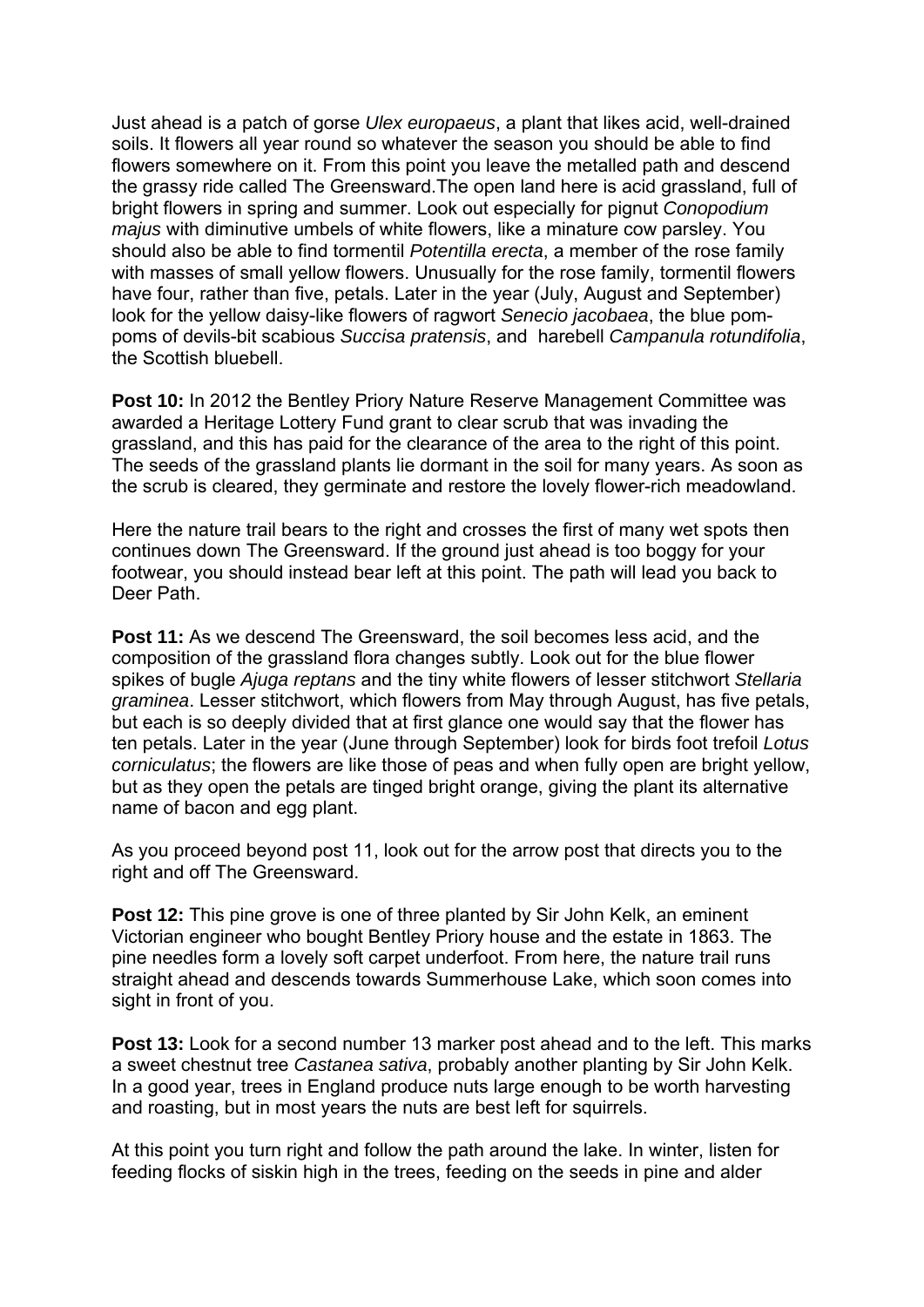Just ahead is a patch of gorse *Ulex europaeus*, a plant that likes acid, well-drained soils. It flowers all year round so whatever the season you should be able to find flowers somewhere on it. From this point you leave the metalled path and descend the grassy ride called The Greensward.The open land here is acid grassland, full of bright flowers in spring and summer. Look out especially for pignut *Conopodium majus* with diminutive umbels of white flowers, like a minature cow parsley. You should also be able to find tormentil *Potentilla erecta*, a member of the rose family with masses of small yellow flowers. Unusually for the rose family, tormentil flowers have four, rather than five, petals. Later in the year (July, August and September) look for the yellow daisy-like flowers of ragwort *Senecio jacobaea*, the blue pom-poms of devils-bit scabious *Succisa pratensis*, and harebell *Campanula rotundifolia*, the Scottish bluebell.

**Post 10:** In 2012 the Bentley Priory Nature Reserve Management Committee was awarded a Heritage Lottery Fund grant to clear scrub that was invading the grassland, and this has paid for the clearance of the area to the right of this point. The seeds of the grassland plants lie dormant in the soil for many years. As soon as the scrub is cleared, they germinate and restore the lovely flower-rich meadowland.

Here the nature trail bears to the right and crosses the first of many wet spots then continues down The Greensward. If the ground just ahead is too boggy for your footwear, you should instead bear left at this point. The path will lead you back to Deer Path.

**Post 11:** As we descend The Greensward, the soil becomes less acid, and the composition of the grassland flora changes subtly. Look out for the blue flower spikes of bugle *Ajuga reptans* and the tiny white flowers of lesser stitchwort *Stellaria graminea*. Lesser stitchwort, which flowers from May through August, has five petals, but each is so deeply divided that at first glance one would say that the flower has ten petals. Later in the year (June through September) look for birds foot trefoil *Lotus corniculatus*; the flowers are like those of peas and when fully open are bright yellow, but as they open the petals are tinged bright orange, giving the plant its alternative name of bacon and egg plant.

As you proceed beyond post 11, look out for the arrow post that directs you to the right and off The Greensward.

**Post 12:** This pine grove is one of three planted by Sir John Kelk, an eminent Victorian engineer who bought Bentley Priory house and the estate in 1863. The pine needles form a lovely soft carpet underfoot. From here, the nature trail runs straight ahead and descends towards Summerhouse Lake, which soon comes into sight in front of you.

**Post 13:** Look for a second number 13 marker post ahead and to the left. This marks a sweet chestnut tree *Castanea sativa*, probably another planting by Sir John Kelk. In a good year, trees in England produce nuts large enough to be worth harvesting and roasting, but in most years the nuts are best left for squirrels.

At this point you turn right and follow the path around the lake. In winter, listen for feeding flocks of siskin high in the trees, feeding on the seeds in pine and alder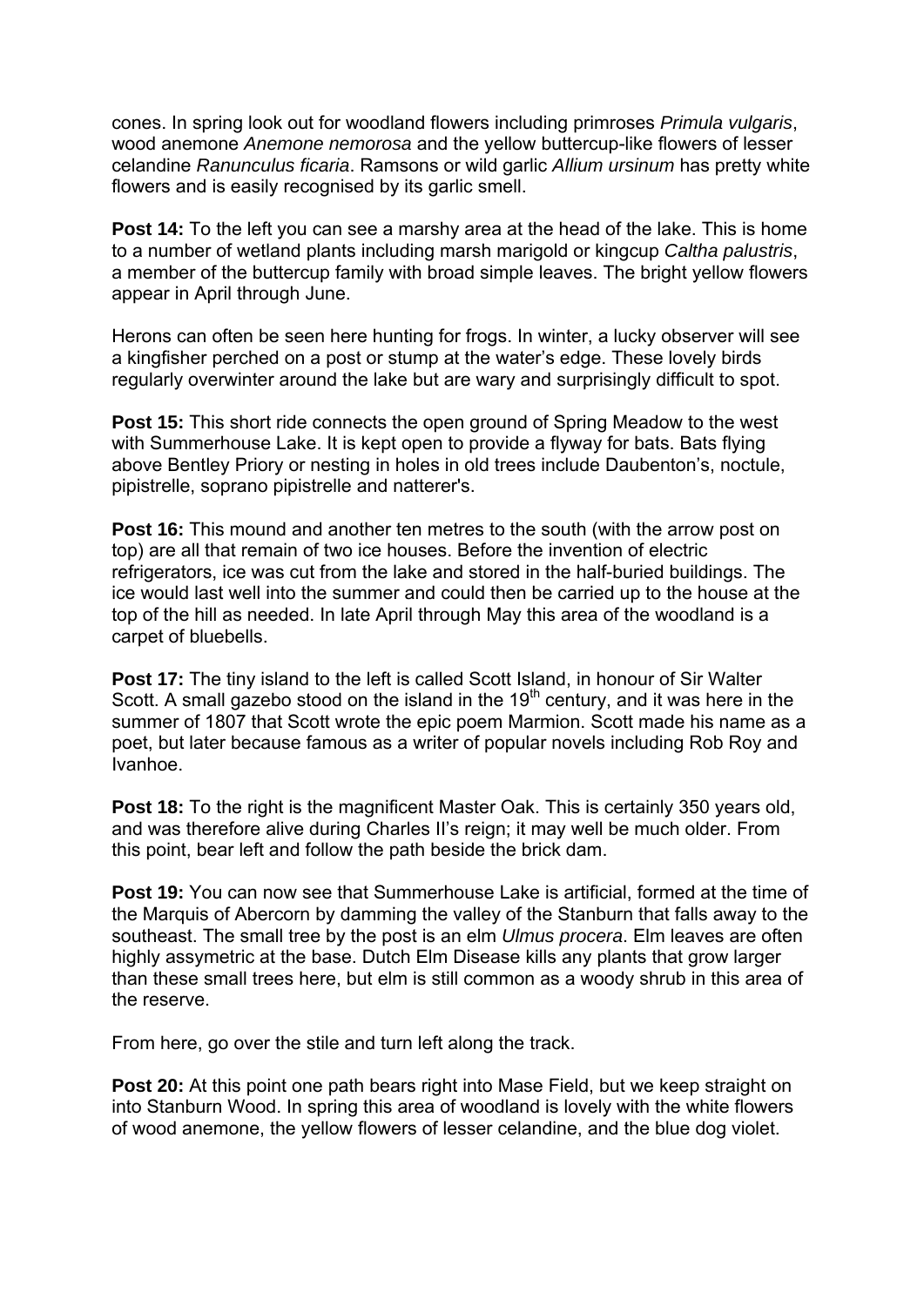cones. In spring look out for woodland flowers including primroses *Primula vulgaris*, wood anemone *Anemone nemorosa* and the yellow buttercup-like flowers of lesser celandine *Ranunculus ficaria*. Ramsons or wild garlic *Allium ursinum* has pretty white flowers and is easily recognised by its garlic smell.

**Post 14:** To the left you can see a marshy area at the head of the lake. This is home to a number of wetland plants including marsh marigold or kingcup *Caltha palustris*, a member of the buttercup family with broad simple leaves. The bright yellow flowers appear in April through June.

Herons can often be seen here hunting for frogs. In winter, a lucky observer will see a kingfisher perched on a post or stump at the water's edge. These lovely birds regularly overwinter around the lake but are wary and surprisingly difficult to spot.

**Post 15:** This short ride connects the open ground of Spring Meadow to the west with Summerhouse Lake. It is kept open to provide a flyway for bats. Bats flying above Bentley Priory or nesting in holes in old trees include Daubenton's, noctule, pipistrelle, soprano pipistrelle and natterer's.

**Post 16:** This mound and another ten metres to the south (with the arrow post on top) are all that remain of two ice houses. Before the invention of electric refrigerators, ice was cut from the lake and stored in the half-buried buildings. The ice would last well into the summer and could then be carried up to the house at the top of the hill as needed. In late April through May this area of the woodland is a carpet of bluebells.

**Post 17:** The tiny island to the left is called Scott Island, in honour of Sir Walter Scott. A small gazebo stood on the island in the 19th century, and it was here in the summer of 1807 that Scott wrote the epic poem Marmion. Scott made his name as a poet, but later because famous as a writer of popular novels including Rob Roy and Ivanhoe.

**Post 18:** To the right is the magnificent Master Oak. This is certainly 350 years old, and was therefore alive during Charles II's reign; it may well be much older. From this point, bear left and follow the path beside the brick dam.

**Post 19:** You can now see that Summerhouse Lake is artificial, formed at the time of the Marquis of Abercorn by damming the valley of the Stanburn that falls away to the southeast. The small tree by the post is an elm *Ulmus procera*. Elm leaves are often highly assymetric at the base. Dutch Elm Disease kills any plants that grow larger than these small trees here, but elm is still common as a woody shrub in this area of the reserve.

From here, go over the stile and turn left along the track.

**Post 20:** At this point one path bears right into Mase Field, but we keep straight on into Stanburn Wood. In spring this area of woodland is lovely with the white flowers of wood anemone, the yellow flowers of lesser celandine, and the blue dog violet.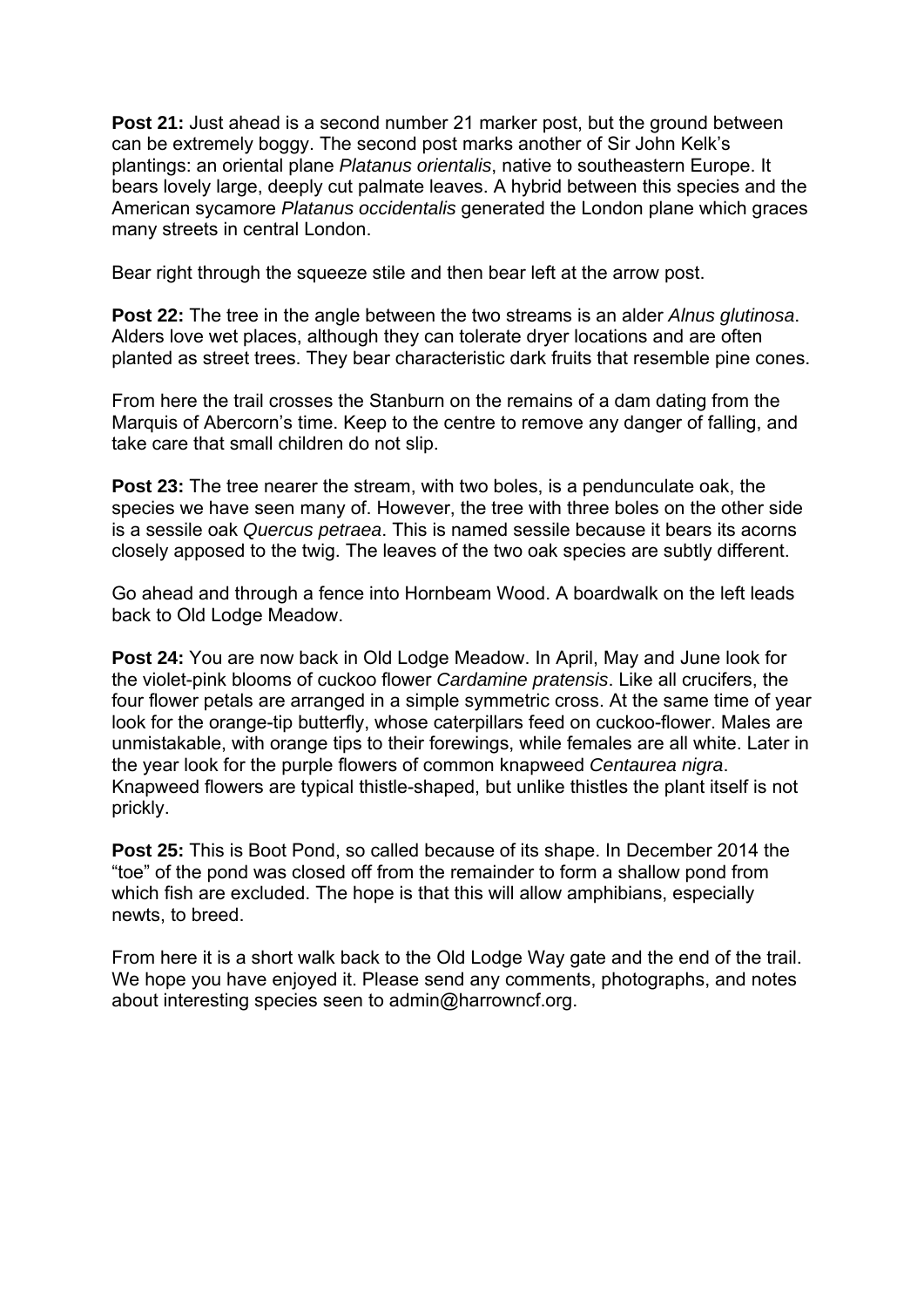**Post 21:** Just ahead is a second number 21 marker post, but the ground between can be extremely boggy. The second post marks another of Sir John Kelk's plantings: an oriental plane *Platanus orientalis*, native to southeastern Europe. It bears lovely large, deeply cut palmate leaves. A hybrid between this species and the American sycamore *Platanus occidentalis* generated the London plane which graces many streets in central London.

Bear right through the squeeze stile and then bear left at the arrow post.

**Post 22:** The tree in the angle between the two streams is an alder *Alnus glutinosa*. Alders love wet places, although they can tolerate dryer locations and are often planted as street trees. They bear characteristic dark fruits that resemble pine cones.

From here the trail crosses the Stanburn on the remains of a dam dating from the Marquis of Abercorn's time. Keep to the centre to remove any danger of falling, and take care that small children do not slip.

**Post 23:** The tree nearer the stream, with two boles, is a pendunculate oak, the species we have seen many of. However, the tree with three boles on the other side is a sessile oak *Quercus petraea*. This is named sessile because it bears its acorns closely apposed to the twig. The leaves of the two oak species are subtly different.

Go ahead and through a fence into Hornbeam Wood. A boardwalk on the left leads back to Old Lodge Meadow.

**Post 24:** You are now back in Old Lodge Meadow. In April, May and June look for the violet-pink blooms of cuckoo flower *Cardamine pratensis*. Like all crucifers, the four flower petals are arranged in a simple symmetric cross. At the same time of year look for the orange-tip butterfly, whose caterpillars feed on cuckoo-flower. Males are unmistakable, with orange tips to their forewings, while females are all white. Later in the year look for the purple flowers of common knapweed *Centaurea nigra*. Knapweed flowers are typical thistle-shaped, but unlike thistles the plant itself is not prickly.

**Post 25:** This is Boot Pond, so called because of its shape. In December 2014 the "toe" of the pond was closed off from the remainder to form a shallow pond from which fish are excluded. The hope is that this will allow amphibians, especially newts, to breed.

From here it is a short walk back to the Old Lodge Way gate and the end of the trail. We hope you have enjoyed it. Please send any comments, photographs, and notes about interesting species seen to admin@harrowncf.org.